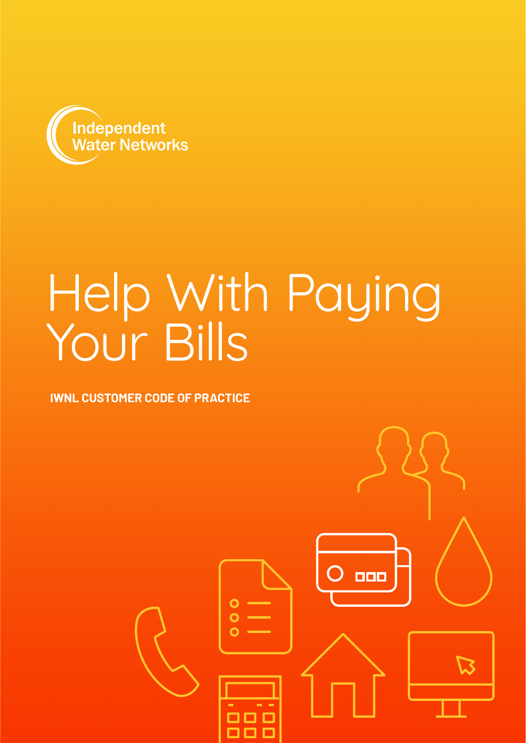Independent Water Networks

# Help With Paying Your Bills

**IWNL CUSTOMER CODE OF PRACTICE**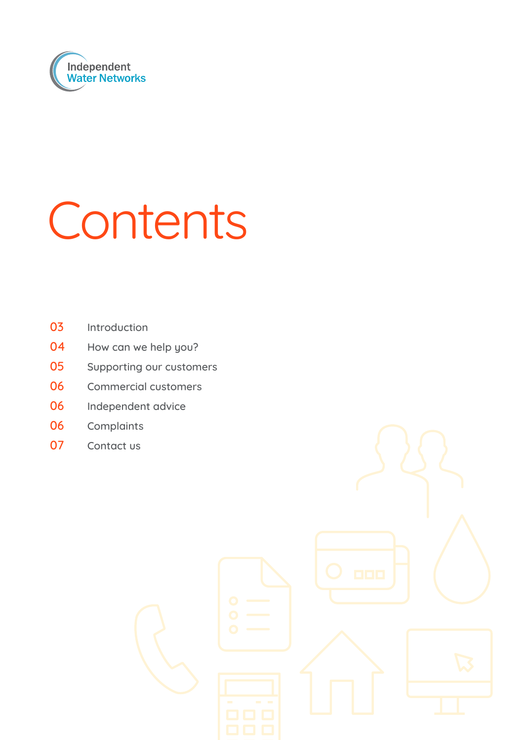Independent Water Networks

# Contents

| | |
|---|---|
| 03 | Introduction |
| 04 | How can we help you? |
| 05 | Supporting our customers |
| 06 | Commercial customers |
| 06 | Independent advice |
| 06 | Complaints |
| 07 | Contact us |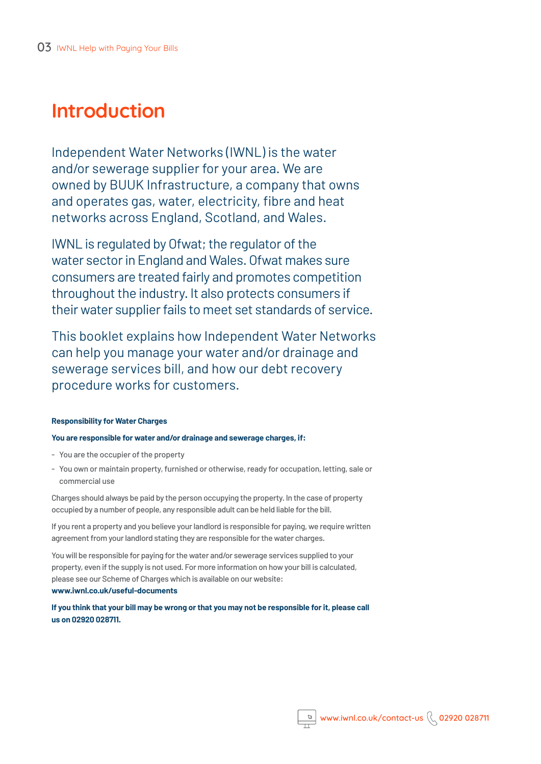# Introduction

Independent Water Networks (IWNL) is the water and/or sewerage supplier for your area. We are owned by BUUK Infrastructure, a company that owns and operates gas, water, electricity, fibre and heat networks across England, Scotland, and Wales.

IWNL is regulated by Ofwat; the regulator of the water sector in England and Wales. Ofwat makes sure consumers are treated fairly and promotes competition throughout the industry. It also protects consumers if their water supplier fails to meet set standards of service.

This booklet explains how Independent Water Networks can help you manage your water and/or drainage and sewerage services bill, and how our debt recovery procedure works for customers.

**Responsibility for Water Charges**

**You are responsible for water and/or drainage and sewerage charges, if:**

- You are the occupier of the property
- You own or maintain property, furnished or otherwise, ready for occupation, letting, sale or commercial use

Charges should always be paid by the person occupying the property. In the case of property occupied by a number of people, any responsible adult can be held liable for the bill.

If you rent a property and you believe your landlord is responsible for paying, we require written agreement from your landlord stating they are responsible for the water charges.

You will be responsible for paying for the water and/or sewerage services supplied to your property, even if the supply is not used. For more information on how your bill is calculated, please see our Scheme of Charges which is available on our website:
**www.iwnl.co.uk/useful-documents**

**If you think that your bill may be wrong or that you may not be responsible for it, please call us on 02920 028711.**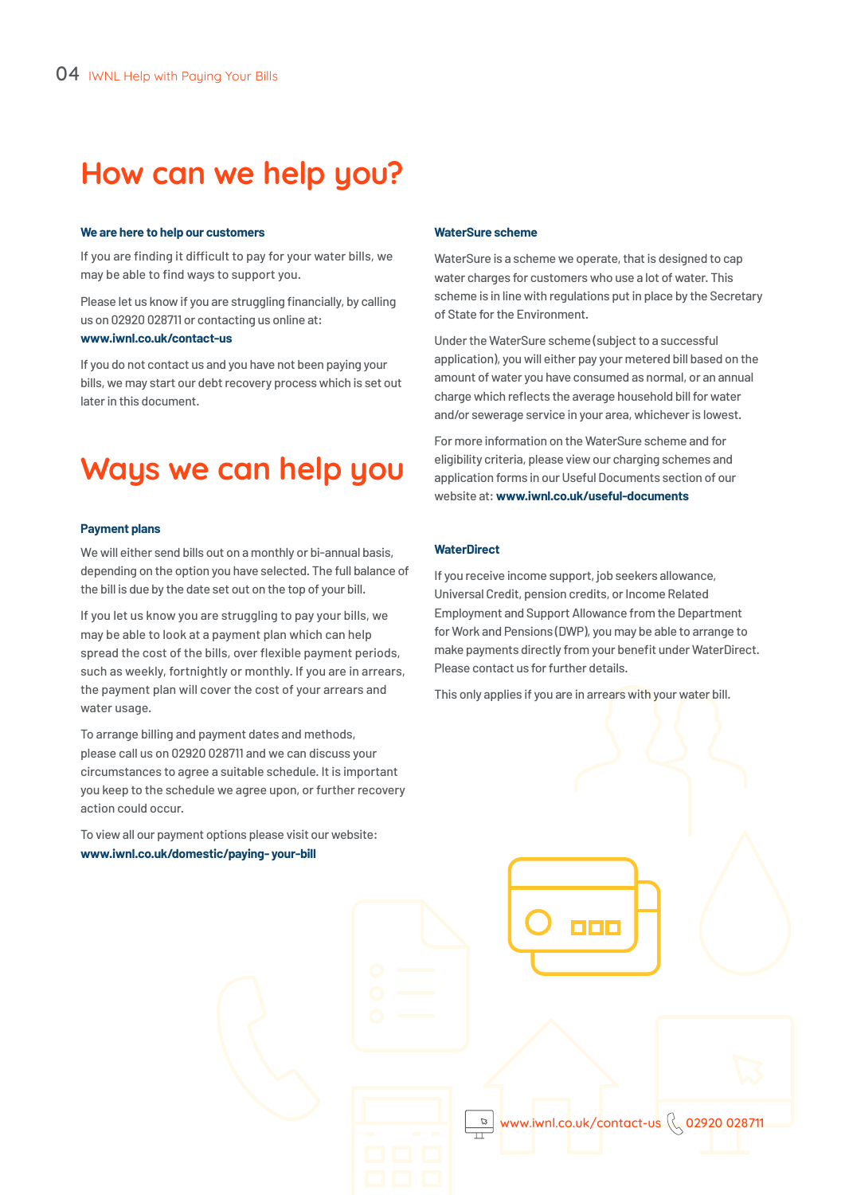# How can we help you?

### We are here to help our customers

If you are finding it difficult to pay for your water bills, we may be able to find ways to support you.

Please let us know if you are struggling financially, by calling us on 02920 028711 or contacting us online at: **www.iwnl.co.uk/contact-us**

If you do not contact us and you have not been paying your bills, we may start our debt recovery process which is set out later in this document.

# Ways we can help you

### Payment plans

We will either send bills out on a monthly or bi-annual basis, depending on the option you have selected. The full balance of the bill is due by the date set out on the top of your bill.

If you let us know you are struggling to pay your bills, we may be able to look at a payment plan which can help spread the cost of the bills, over flexible payment periods, such as weekly, fortnightly or monthly. If you are in arrears, the payment plan will cover the cost of your arrears and water usage.

To arrange billing and payment dates and methods, please call us on 02920 028711 and we can discuss your circumstances to agree a suitable schedule. It is important you keep to the schedule we agree upon, or further recovery action could occur.

To view all our payment options please visit our website: **www.iwnl.co.uk/domestic/paying- your-bill**

### WaterSure scheme

WaterSure is a scheme we operate, that is designed to cap water charges for customers who use a lot of water. This scheme is in line with regulations put in place by the Secretary of State for the Environment.

Under the WaterSure scheme (subject to a successful application), you will either pay your metered bill based on the amount of water you have consumed as normal, or an annual charge which reflects the average household bill for water and/or sewerage service in your area, whichever is lowest.

For more information on the WaterSure scheme and for eligibility criteria, please view our charging schemes and application forms in our Useful Documents section of our website at: **www.iwnl.co.uk/useful-documents**

### WaterDirect

If you receive income support, job seekers allowance, Universal Credit, pension credits, or Income Related Employment and Support Allowance from the Department for Work and Pensions (DWP), you may be able to arrange to make payments directly from your benefit under WaterDirect. Please contact us for further details.

This only applies if you are in arrears with your water bill.

www.iwnl.co.uk/contact-us 02920 028711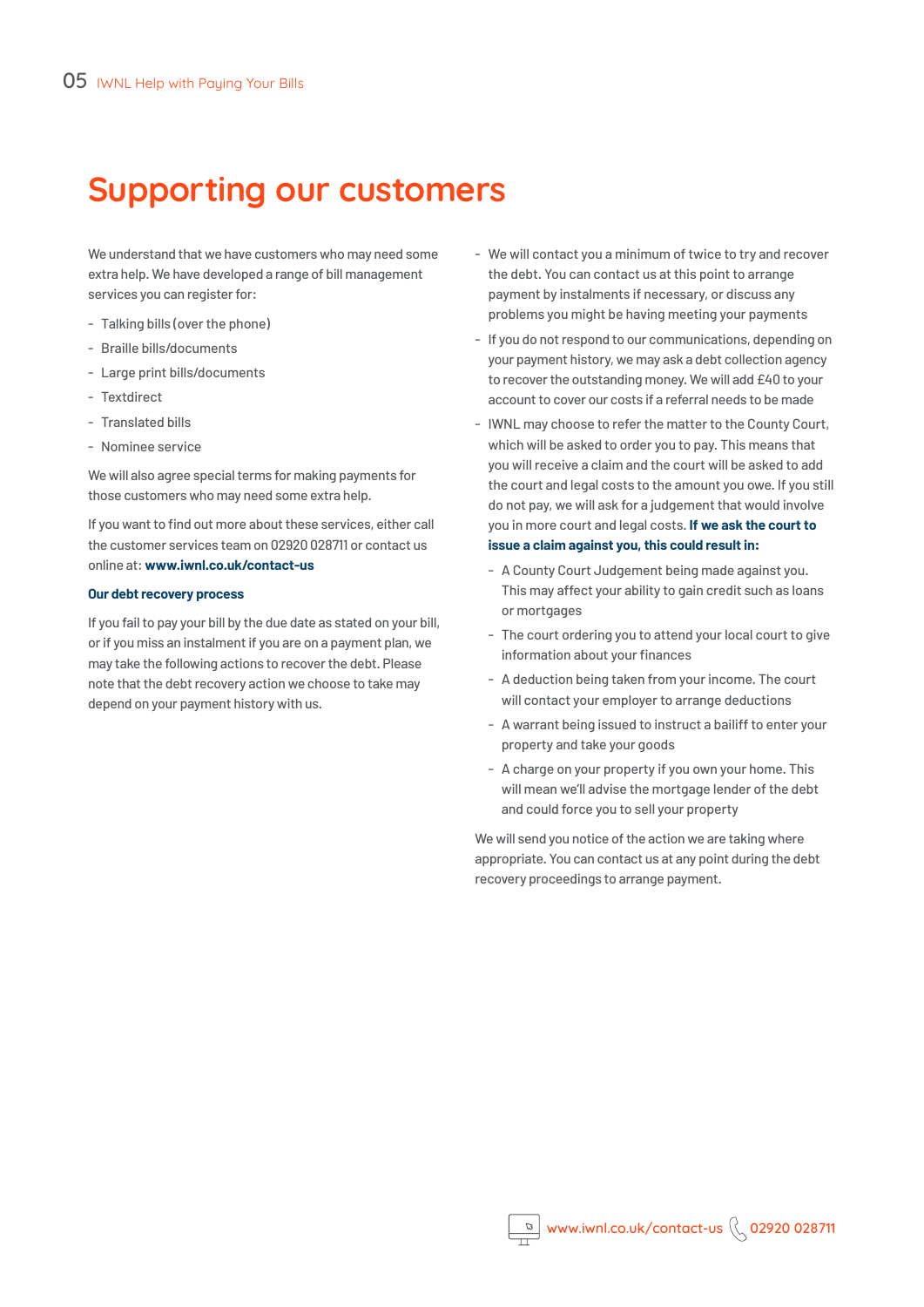# Supporting our customers

We understand that we have customers who may need some extra help. We have developed a range of bill management services you can register for:

- Talking bills (over the phone)
- Braille bills/documents
- Large print bills/documents
- Textdirect
- Translated bills
- Nominee service

We will also agree special terms for making payments for those customers who may need some extra help.

If you want to find out more about these services, either call the customer services team on 02920 028711 or contact us online at: **www.iwnl.co.uk/contact-us**

**Our debt recovery process**

If you fail to pay your bill by the due date as stated on your bill, or if you miss an instalment if you are on a payment plan, we may take the following actions to recover the debt. Please note that the debt recovery action we choose to take may depend on your payment history with us.

- We will contact you a minimum of twice to try and recover the debt. You can contact us at this point to arrange payment by instalments if necessary, or discuss any problems you might be having meeting your payments
- If you do not respond to our communications, depending on your payment history, we may ask a debt collection agency to recover the outstanding money. We will add £40 to your account to cover our costs if a referral needs to be made
- IWNL may choose to refer the matter to the County Court, which will be asked to order you to pay. This means that you will receive a claim and the court will be asked to add the court and legal costs to the amount you owe. If you still do not pay, we will ask for a judgement that would involve you in more court and legal costs. **If we ask the court to issue a claim against you, this could result in:**
  - A County Court Judgement being made against you. This may affect your ability to gain credit such as loans or mortgages
  - The court ordering you to attend your local court to give information about your finances
  - A deduction being taken from your income. The court will contact your employer to arrange deductions
  - A warrant being issued to instruct a bailiff to enter your property and take your goods
  - A charge on your property if you own your home. This will mean we'll advise the mortgage lender of the debt and could force you to sell your property

We will send you notice of the action we are taking where appropriate. You can contact us at any point during the debt recovery proceedings to arrange payment.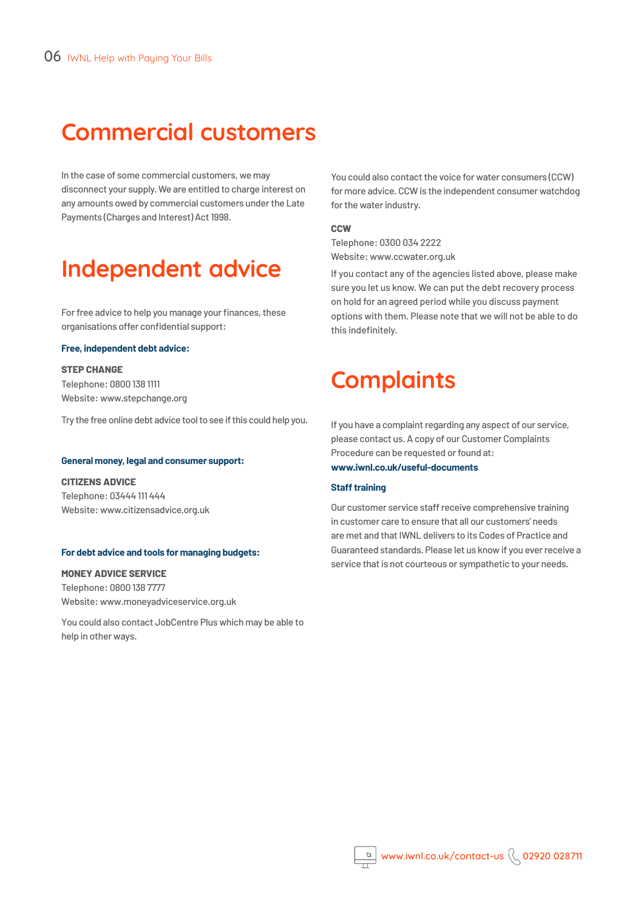## Commercial customers

In the case of some commercial customers, we may disconnect your supply. We are entitled to charge interest on any amounts owed by commercial customers under the Late Payments (Charges and Interest) Act 1998.

## Independent advice

For free advice to help you manage your finances, these organisations offer confidential support:

**Free, independent debt advice:**

**STEP CHANGE**
Telephone: 0800 138 1111
Website: www.stepchange.org

Try the free online debt advice tool to see if this could help you.

**General money, legal and consumer support:**

**CITIZENS ADVICE**
Telephone: 03444 111 444
Website: www.citizensadvice.org.uk

**For debt advice and tools for managing budgets:**

**MONEY ADVICE SERVICE**
Telephone: 0800 138 7777
Website: www.moneyadviceservice.org.uk

You could also contact JobCentre Plus which may be able to help in other ways.

You could also contact the voice for water consumers (CCW) for more advice. CCW is the independent consumer watchdog for the water industry.

**CCW**
Telephone: 0300 034 2222
Website: www.ccwater.org.uk

If you contact any of the agencies listed above, please make sure you let us know. We can put the debt recovery process on hold for an agreed period while you discuss payment options with them. Please note that we will not be able to do this indefinitely.

## Complaints

If you have a complaint regarding any aspect of our service, please contact us. A copy of our Customer Complaints Procedure can be requested or found at:
**www.iwnl.co.uk/useful-documents**

**Staff training**

Our customer service staff receive comprehensive training in customer care to ensure that all our customers' needs are met and that IWNL delivers to its Codes of Practice and Guaranteed standards. Please let us know if you ever receive a service that is not courteous or sympathetic to your needs.

www.iwnl.co.uk/contact-us 02920 028711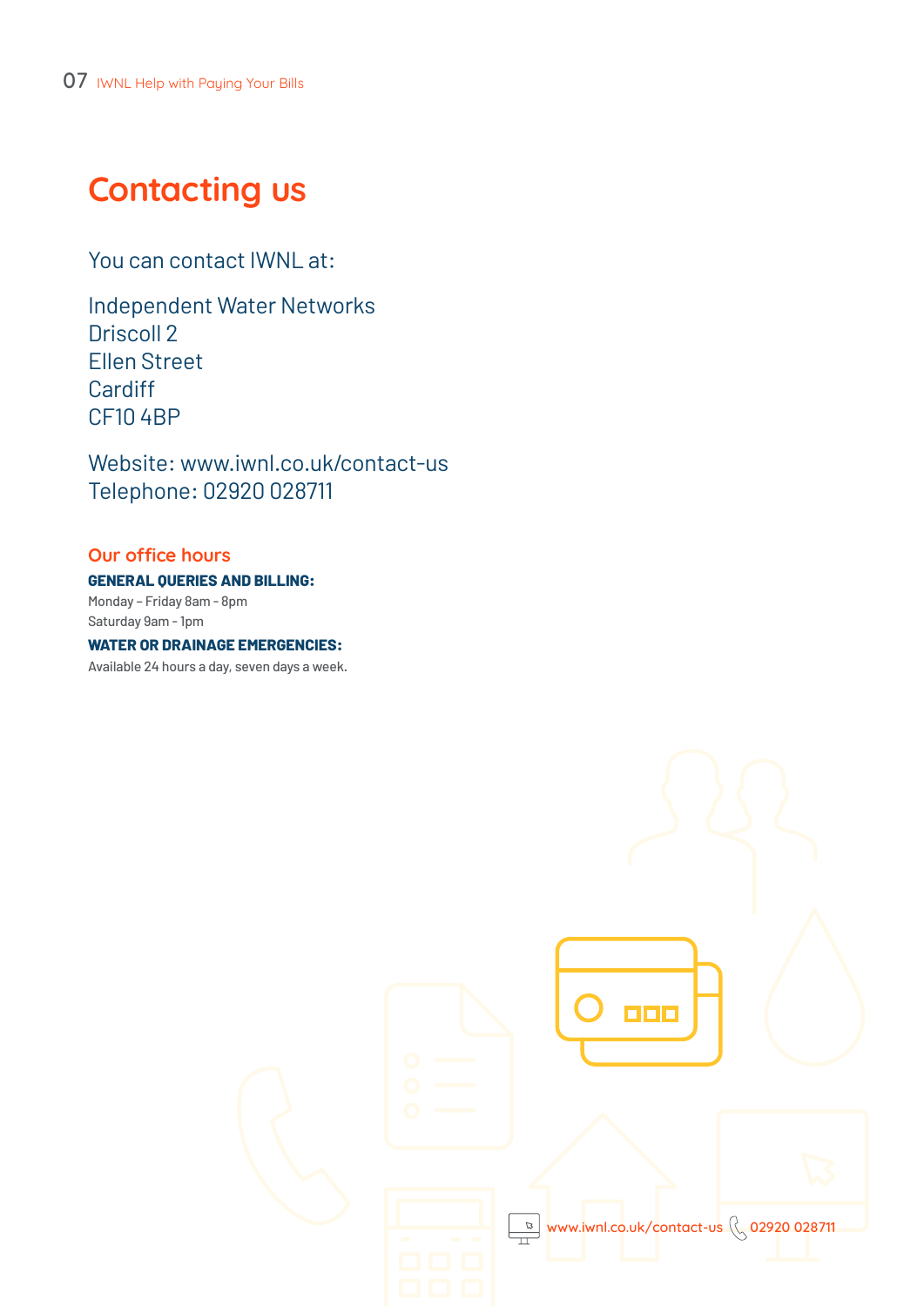# Contacting us

You can contact IWNL at:

Independent Water Networks
Driscoll 2
Ellen Street
Cardiff
CF10 4BP

Website: www.iwnl.co.uk/contact-us
Telephone: 02920 028711

## Our office hours

**GENERAL QUERIES AND BILLING:**

Monday – Friday 8am - 8pm
Saturday 9am - 1pm

**WATER OR DRAINAGE EMERGENCIES:**

Available 24 hours a day, seven days a week.

www.iwnl.co.uk/contact-us 02920 028711